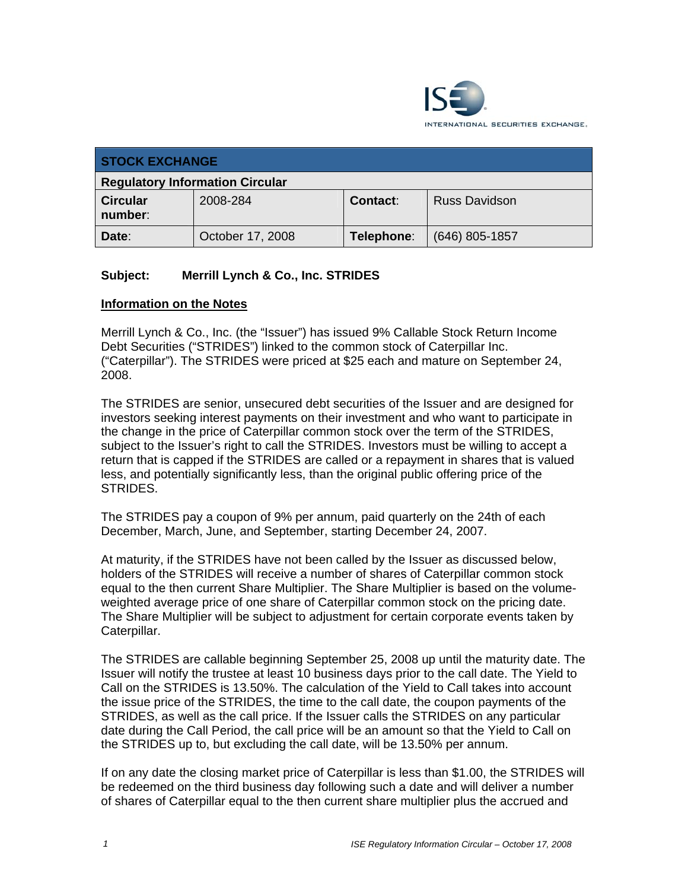| STOCK EXCHANGE | | | |
|---|---|---|---|
| **Regulatory Information Circular** | | | |
| **Circular number**: | 2008-284 | **Contact**: | Russ Davidson |
| **Date**: | October 17, 2008 | **Telephone**: | (646) 805-1857 |

**Subject: Merrill Lynch & Co., Inc. STRIDES**

## Information on the Notes

Merrill Lynch & Co., Inc. (the "Issuer") has issued 9% Callable Stock Return Income Debt Securities ("STRIDES") linked to the common stock of Caterpillar Inc. ("Caterpillar"). The STRIDES were priced at $25 each and mature on September 24, 2008.

The STRIDES are senior, unsecured debt securities of the Issuer and are designed for investors seeking interest payments on their investment and who want to participate in the change in the price of Caterpillar common stock over the term of the STRIDES, subject to the Issuer's right to call the STRIDES. Investors must be willing to accept a return that is capped if the STRIDES are called or a repayment in shares that is valued less, and potentially significantly less, than the original public offering price of the STRIDES.

The STRIDES pay a coupon of 9% per annum, paid quarterly on the 24th of each December, March, June, and September, starting December 24, 2007.

At maturity, if the STRIDES have not been called by the Issuer as discussed below, holders of the STRIDES will receive a number of shares of Caterpillar common stock equal to the then current Share Multiplier. The Share Multiplier is based on the volume-weighted average price of one share of Caterpillar common stock on the pricing date. The Share Multiplier will be subject to adjustment for certain corporate events taken by Caterpillar.

The STRIDES are callable beginning September 25, 2008 up until the maturity date. The Issuer will notify the trustee at least 10 business days prior to the call date. The Yield to Call on the STRIDES is 13.50%. The calculation of the Yield to Call takes into account the issue price of the STRIDES, the time to the call date, the coupon payments of the STRIDES, as well as the call price. If the Issuer calls the STRIDES on any particular date during the Call Period, the call price will be an amount so that the Yield to Call on the STRIDES up to, but excluding the call date, will be 13.50% per annum.

If on any date the closing market price of Caterpillar is less than $1.00, the STRIDES will be redeemed on the third business day following such a date and will deliver a number of shares of Caterpillar equal to the then current share multiplier plus the accrued and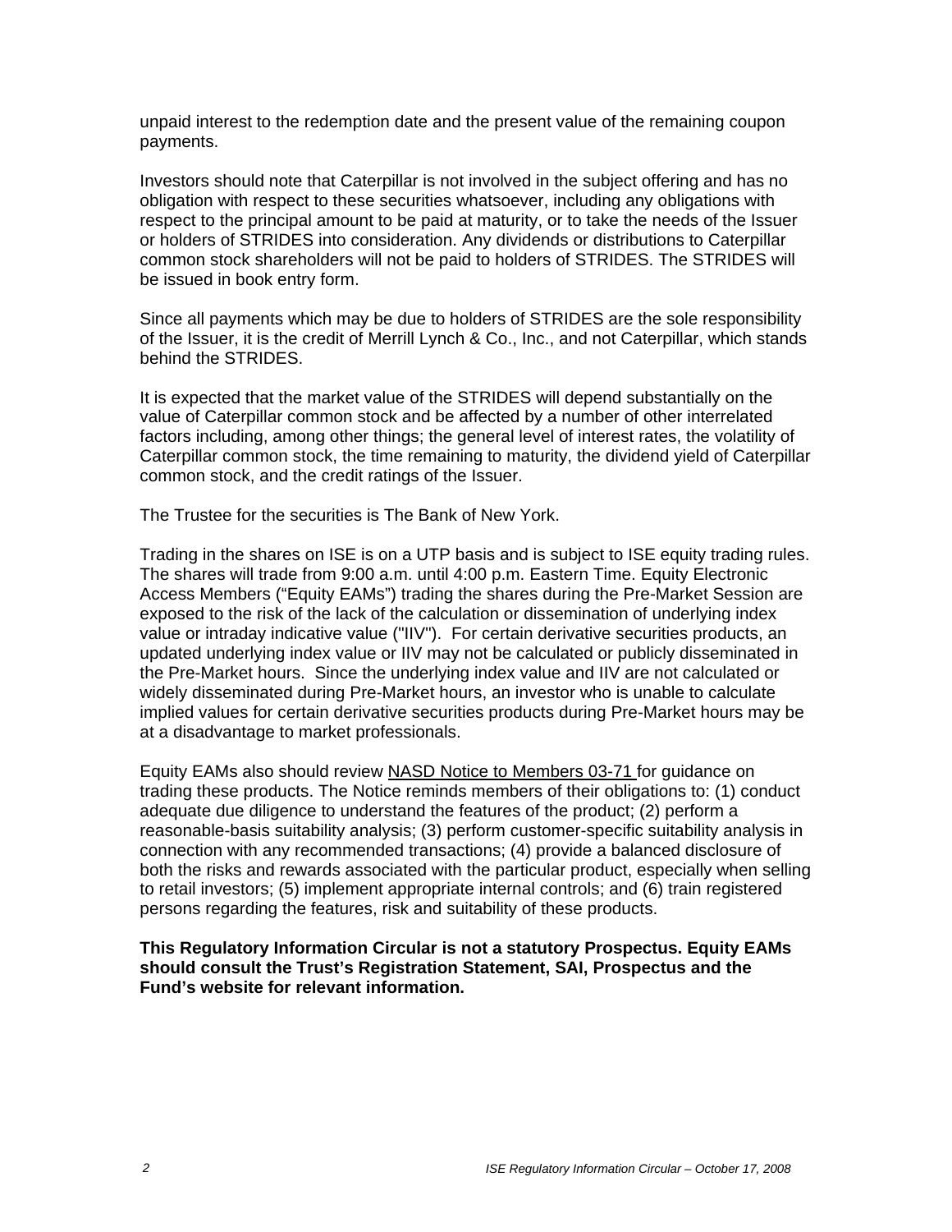unpaid interest to the redemption date and the present value of the remaining coupon payments.

Investors should note that Caterpillar is not involved in the subject offering and has no obligation with respect to these securities whatsoever, including any obligations with respect to the principal amount to be paid at maturity, or to take the needs of the Issuer or holders of STRIDES into consideration. Any dividends or distributions to Caterpillar common stock shareholders will not be paid to holders of STRIDES. The STRIDES will be issued in book entry form.

Since all payments which may be due to holders of STRIDES are the sole responsibility of the Issuer, it is the credit of Merrill Lynch & Co., Inc., and not Caterpillar, which stands behind the STRIDES.

It is expected that the market value of the STRIDES will depend substantially on the value of Caterpillar common stock and be affected by a number of other interrelated factors including, among other things; the general level of interest rates, the volatility of Caterpillar common stock, the time remaining to maturity, the dividend yield of Caterpillar common stock, and the credit ratings of the Issuer.

The Trustee for the securities is The Bank of New York.

Trading in the shares on ISE is on a UTP basis and is subject to ISE equity trading rules. The shares will trade from 9:00 a.m. until 4:00 p.m. Eastern Time. Equity Electronic Access Members ("Equity EAMs") trading the shares during the Pre-Market Session are exposed to the risk of the lack of the calculation or dissemination of underlying index value or intraday indicative value ("IIV"). For certain derivative securities products, an updated underlying index value or IIV may not be calculated or publicly disseminated in the Pre-Market hours. Since the underlying index value and IIV are not calculated or widely disseminated during Pre-Market hours, an investor who is unable to calculate implied values for certain derivative securities products during Pre-Market hours may be at a disadvantage to market professionals.

Equity EAMs also should review NASD Notice to Members 03-71 for guidance on trading these products. The Notice reminds members of their obligations to: (1) conduct adequate due diligence to understand the features of the product; (2) perform a reasonable-basis suitability analysis; (3) perform customer-specific suitability analysis in connection with any recommended transactions; (4) provide a balanced disclosure of both the risks and rewards associated with the particular product, especially when selling to retail investors; (5) implement appropriate internal controls; and (6) train registered persons regarding the features, risk and suitability of these products.

**This Regulatory Information Circular is not a statutory Prospectus. Equity EAMs should consult the Trust's Registration Statement, SAI, Prospectus and the Fund's website for relevant information.**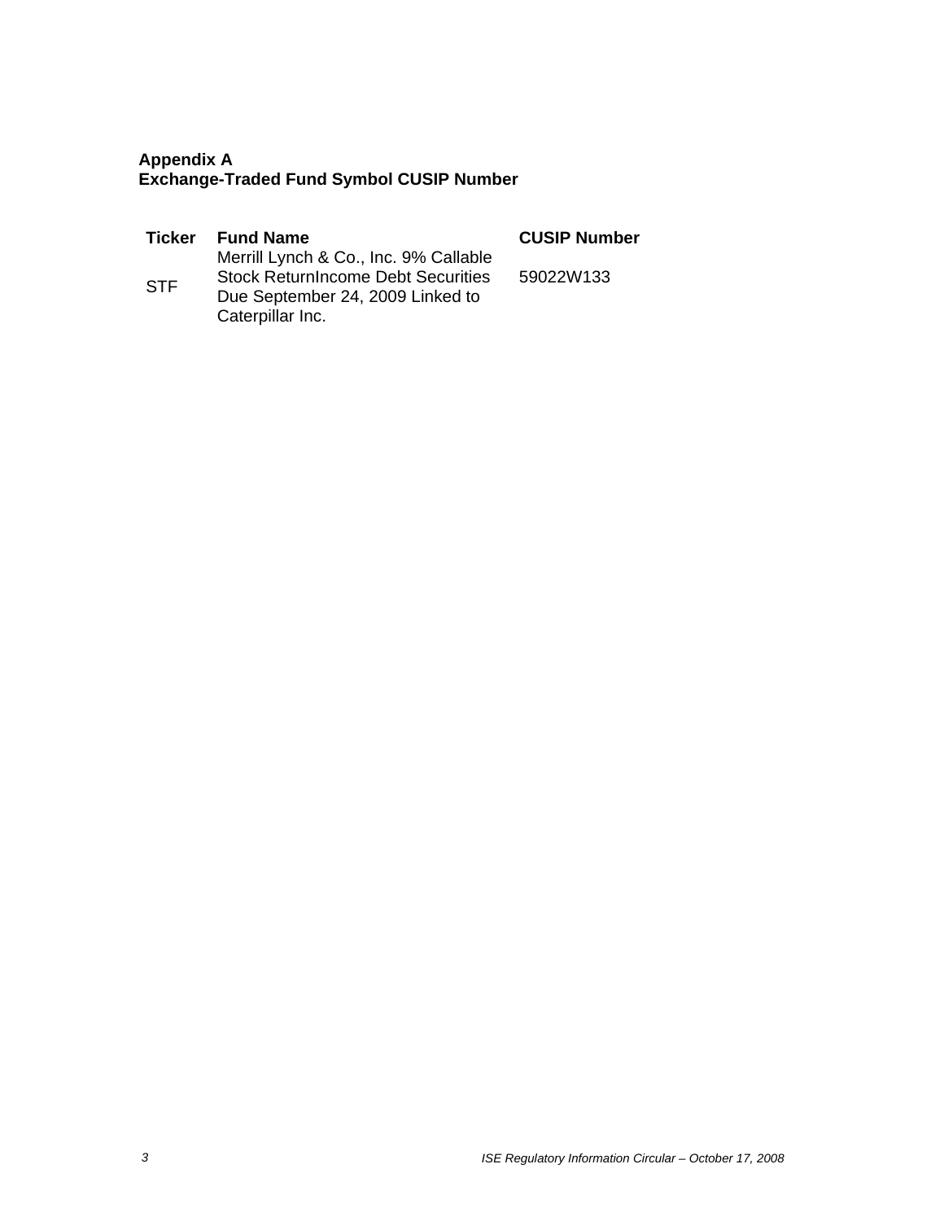**Appendix A**
**Exchange-Traded Fund Symbol CUSIP Number**

| Ticker | Fund Name | CUSIP Number |
| --- | --- | --- |
| STF | Merrill Lynch & Co., Inc. 9% Callable Stock ReturnIncome Debt Securities Due September 24, 2009 Linked to Caterpillar Inc. | 59022W133 |